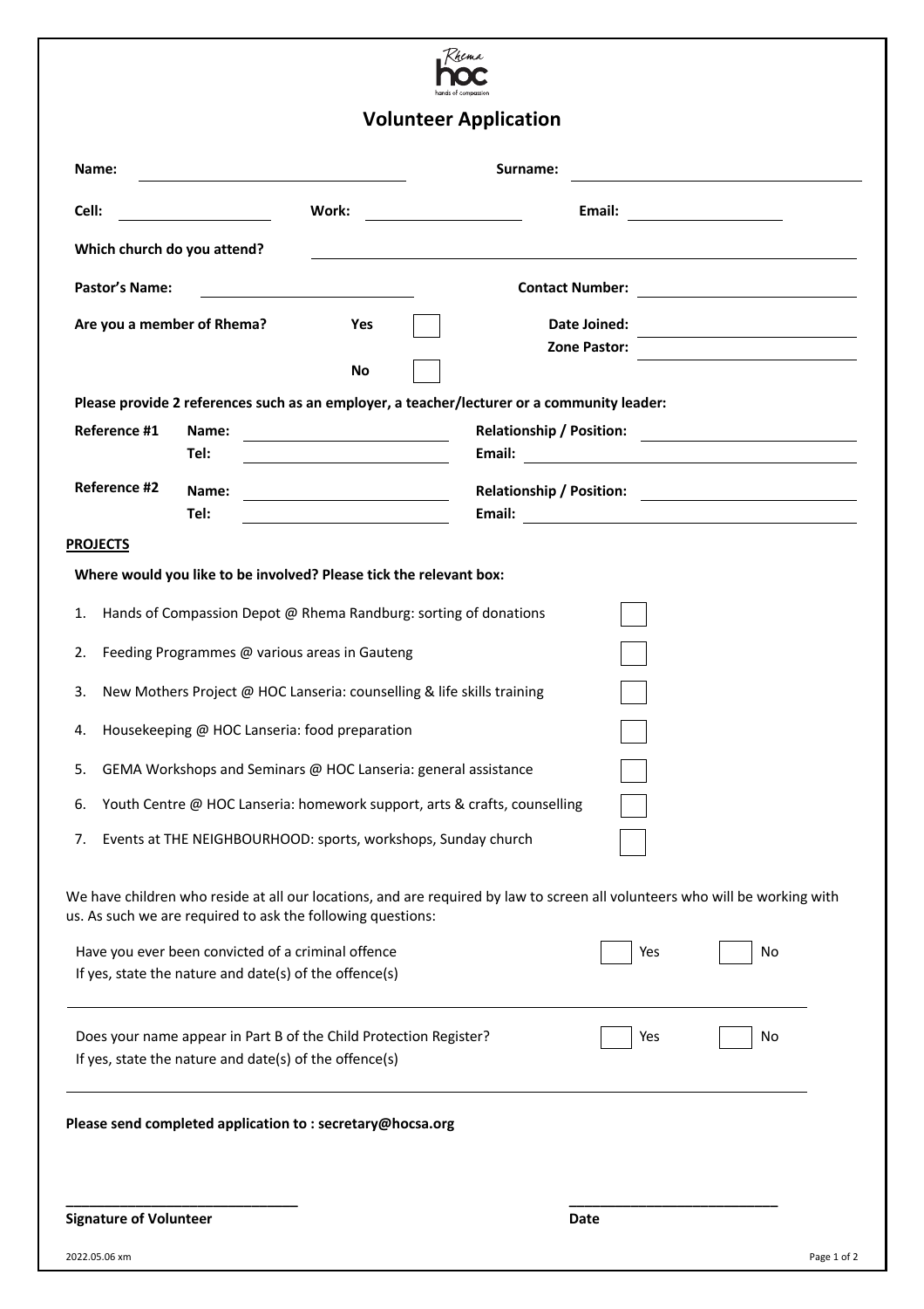Rhema hoc hands of compassion

# Volunteer Application

**Name:** ______________________ **Surname:** ______________________

**Cell:** ______________ **Work:** ______________ **Email:** ______________

**Which church do you attend?** ______________________________________

**Pastor's Name:** ______________________ **Contact Number:** ______________________

**Are you a member of Rhema?** **Yes** ☐ **No** ☐ **Date Joined:** ______________ **Zone Pastor:** ______________

**Please provide 2 references such as an employer, a teacher/lecturer or a community leader:**

**Reference #1** **Name:** ______________ **Relationship / Position:** ______________
**Tel:** ______________ **Email:** ______________

**Reference #2** **Name:** ______________ **Relationship / Position:** ______________
**Tel:** ______________ **Email:** ______________

**PROJECTS**

**Where would you like to be involved? Please tick the relevant box:**

1. Hands of Compassion Depot @ Rhema Randburg: sorting of donations ☐
2. Feeding Programmes @ various areas in Gauteng ☐
3. New Mothers Project @ HOC Lanseria: counselling & life skills training ☐
4. Housekeeping @ HOC Lanseria: food preparation ☐
5. GEMA Workshops and Seminars @ HOC Lanseria: general assistance ☐
6. Youth Centre @ HOC Lanseria: homework support, arts & crafts, counselling ☐
7. Events at THE NEIGHBOURHOOD: sports, workshops, Sunday church ☐

We have children who reside at all our locations, and are required by law to screen all volunteers who will be working with us. As such we are required to ask the following questions:

Have you ever been convicted of a criminal offence ☐ Yes ☐ No
If yes, state the nature and date(s) of the offence(s)

______________________________________________________________

Does your name appear in Part B of the Child Protection Register? ☐ Yes ☐ No
If yes, state the nature and date(s) of the offence(s)

______________________________________________________________

**Please send completed application to : secretary@hocsa.org**

______________________________ ______________________________
**Signature of Volunteer** **Date**

2022.05.06 xm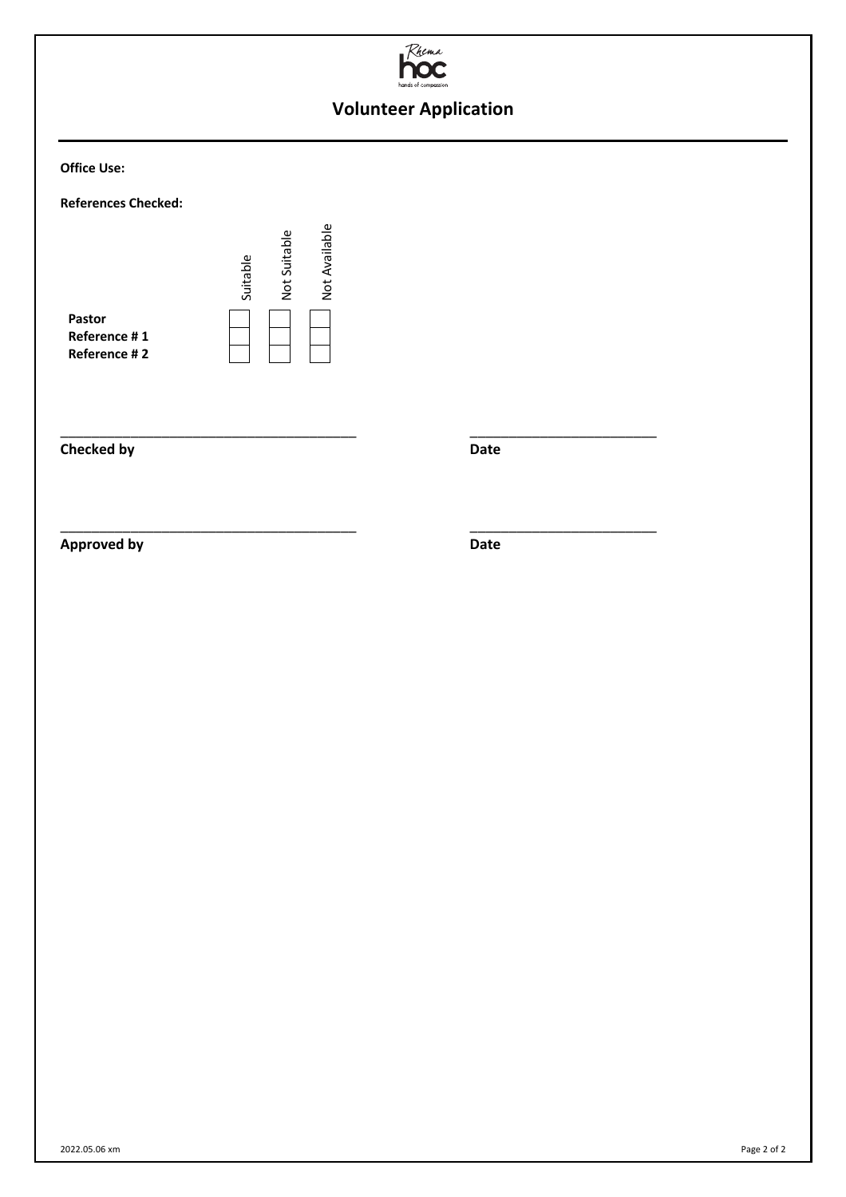# Volunteer Application

**Office Use:**

**References Checked:**

| | Suitable | Not Suitable | Not Available |
|---|---|---|---|
| **Pastor** | ☐ | ☐ | ☐ |
| **Reference # 1** | ☐ | ☐ | ☐ |
| **Reference # 2** | ☐ | ☐ | ☐ |

_________________________________________ _________________________

**Checked by** **Date**

_________________________________________ _________________________

**Approved by** **Date**

2022.05.06 xm